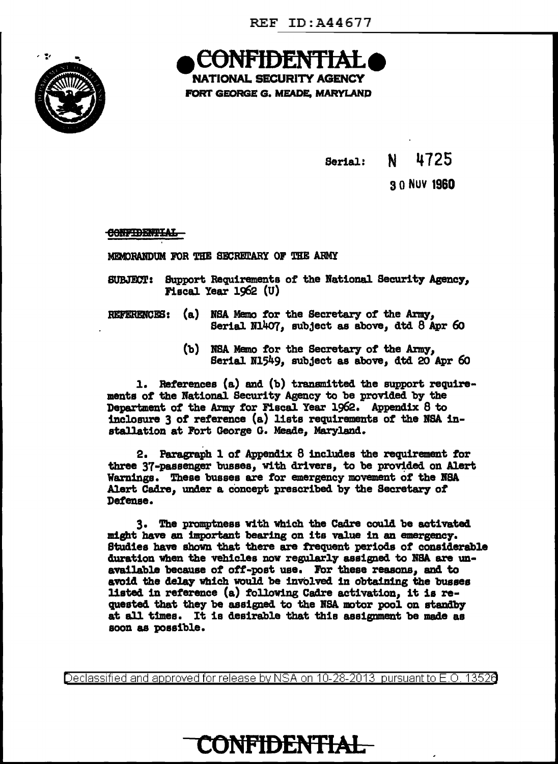REF ID:A44677

**CONFIDENTIAL**

**NATIONAL SECURITY AGENCY**
**FORT GEORGE G. MEADE, MARYLAND**

Serial: N 4725

30 NOV 1960

~~CONFIDENTIAL~~

MEMORANDUM FOR THE SECRETARY OF THE ARMY

SUBJECT: Support Requirements of the National Security Agency, Fiscal Year 1962 (U)

REFERENCES: (a) NSA Memo for the Secretary of the Army, Serial N1407, subject as above, dtd 8 Apr 60

(b) NSA Memo for the Secretary of the Army, Serial N1549, subject as above, dtd 20 Apr 60

1. References (a) and (b) transmitted the support requirements of the National Security Agency to be provided by the Department of the Army for Fiscal Year 1962. Appendix 8 to inclosure 3 of reference (a) lists requirements of the NSA installation at Fort George G. Meade, Maryland.

2. Paragraph 1 of Appendix 8 includes the requirement for three 37-passenger busses, with drivers, to be provided on Alert Warnings. These busses are for emergency movement of the NSA Alert Cadre, under a concept prescribed by the Secretary of Defense.

3. The promptness with which the Cadre could be activated might have an important bearing on its value in an emergency. Studies have shown that there are frequent periods of considerable duration when the vehicles now regularly assigned to NSA are unavailable because of off-post use. For these reasons, and to avoid the delay which would be involved in obtaining the busses listed in reference (a) following Cadre activation, it is requested that they be assigned to the NSA motor pool on standby at all times. It is desirable that this assignment be made as soon as possible.

Declassified and approved for release by NSA on 10-28-2013 pursuant to E.O. 13526

**CONFIDENTIAL**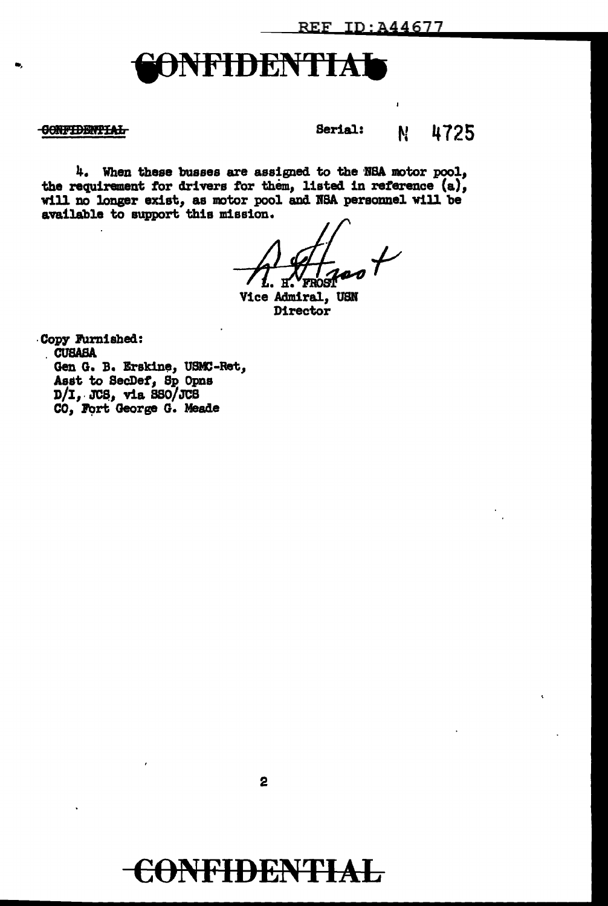CONFIDENTIAL

~~CONFIDENTIAL~~

Serial: N 4725

4. When these busses are assigned to the NSA motor pool, the requirement for drivers for them, listed in reference (a), will no longer exist, as motor pool and NSA personnel will be available to support this mission.

L. H. FROST
Vice Admiral, USN
Director

Copy Furnished:
CUSASA
Gen G. B. Erskine, USMC-Ret,
Asst to SecDef, Sp Opns
D/I, JCS, via SSO/JCS
CO, Fort George G. Meade

CONFIDENTIAL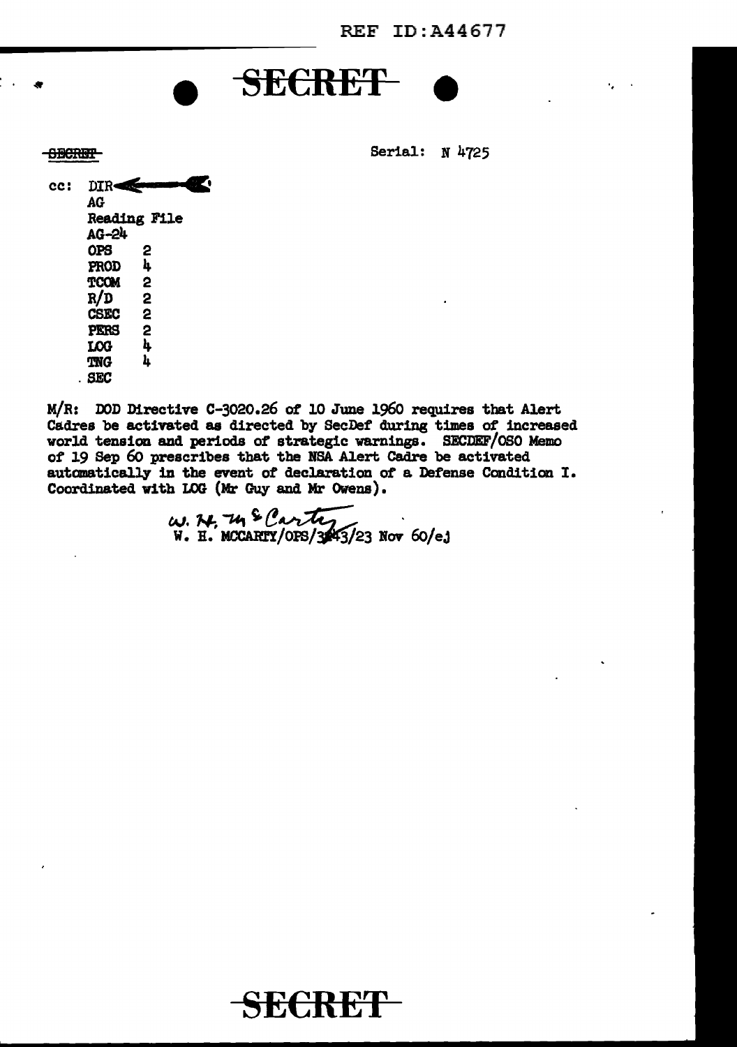REF ID:A44677

**SECRET**

~~SECRET~~

Serial: N 4725

cc: DIR
AG
Reading File
AG-24

| | |
|---|---|
| OPS | 2 |
| PROD | 4 |
| TCOM | 2 |
| R/D | 2 |
| CSEC | 2 |
| PERS | 2 |
| LOG | 4 |
| TNG | 4 |
| SEC | |

M/R: DOD Directive C-3020.26 of 10 June 1960 requires that Alert Cadres be activated as directed by SecDef during times of increased world tension and periods of strategic warnings. SECDEF/OSO Memo of 19 Sep 60 prescribes that the NSA Alert Cadre be activated automatically in the event of declaration of a Defense Condition I. Coordinated with LOG (Mr Guy and Mr Owens).

W. H. McCarty
W. H. MCCARTY/OPS/3243/23 Nov 60/ej

**SECRET**